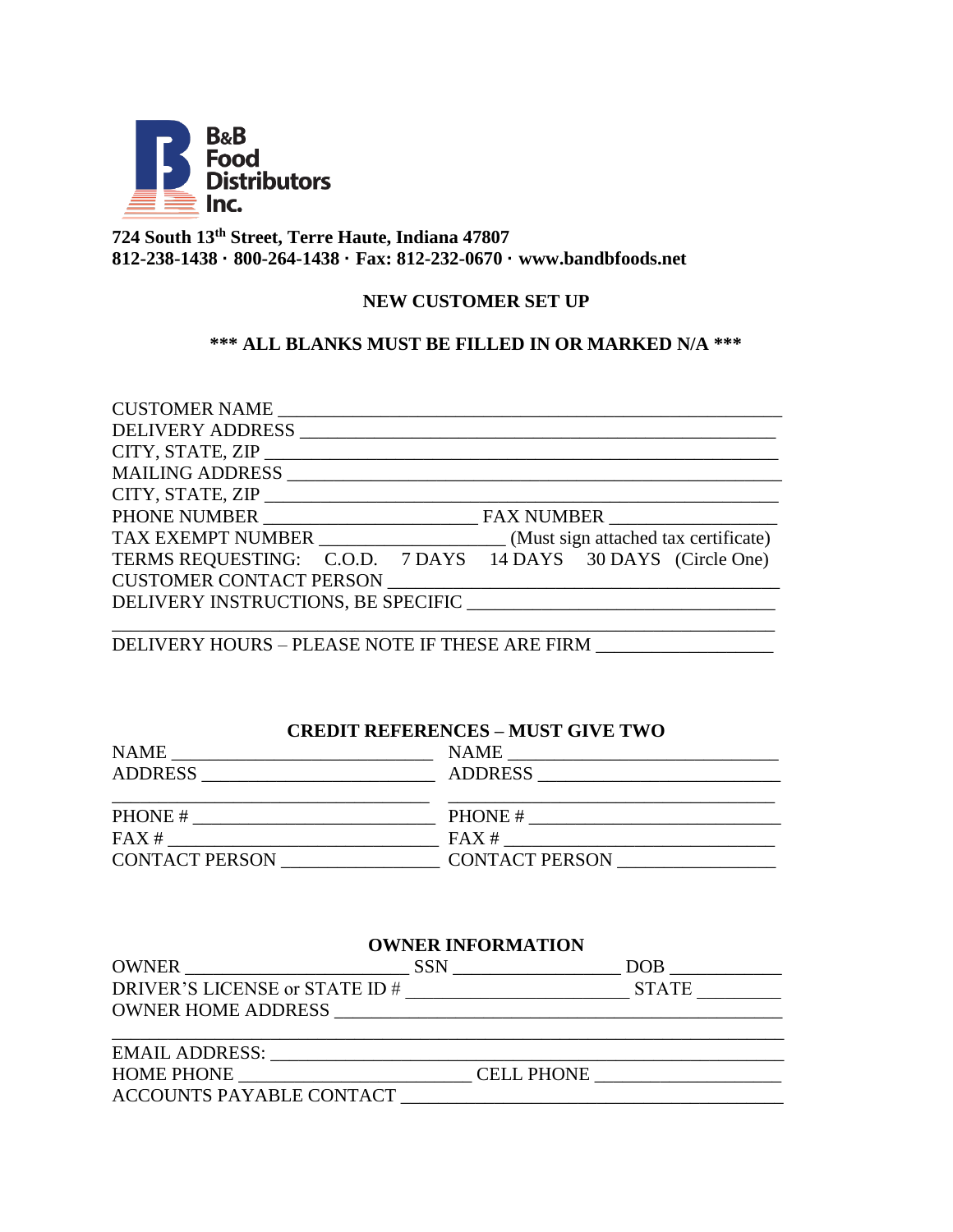**B&B Food Distributors Inc.**

**724 South 13th Street, Terre Haute, Indiana 47807**
**812-238-1438 · 800-264-1438 · Fax: 812-232-0670 · www.bandbfoods.net**

## NEW CUSTOMER SET UP

**\*\*\* ALL BLANKS MUST BE FILLED IN OR MARKED N/A \*\*\***

CUSTOMER NAME ___________________________________________________________

DELIVERY ADDRESS ________________________________________________________

CITY, STATE, ZIP _________________________________________________________

MAILING ADDRESS _________________________________________________________

CITY, STATE, ZIP _________________________________________________________

PHONE NUMBER _______________________ FAX NUMBER __________________

TAX EXEMPT NUMBER ____________________ (Must sign attached tax certificate)

TERMS REQUESTING: C.O.D. 7 DAYS 14 DAYS 30 DAYS (Circle One)

CUSTOMER CONTACT PERSON ___________________________________________

DELIVERY INSTRUCTIONS, BE SPECIFIC _________________________________

_______________________________________________________________________

DELIVERY HOURS – PLEASE NOTE IF THESE ARE FIRM ___________________

### CREDIT REFERENCES – MUST GIVE TWO

| | |
|---|---|
| NAME ____________________________ | NAME ____________________________ |
| ADDRESS _________________________ | ADDRESS _________________________ |
| _________________________________ | _________________________________ |
| PHONE # _________________________ | PHONE # _________________________ |
| FAX # ___________________________ | FAX # ___________________________ |
| CONTACT PERSON ________________ | CONTACT PERSON ________________ |

### OWNER INFORMATION

OWNER _______________________ SSN __________________ DOB ____________

DRIVER'S LICENSE or STATE ID # _______________________ STATE _________

OWNER HOME ADDRESS ________________________________________________

_______________________________________________________________________

EMAIL ADDRESS: ____________________________________________________

HOME PHONE ________________________ CELL PHONE ____________________

ACCOUNTS PAYABLE CONTACT ___________________________________________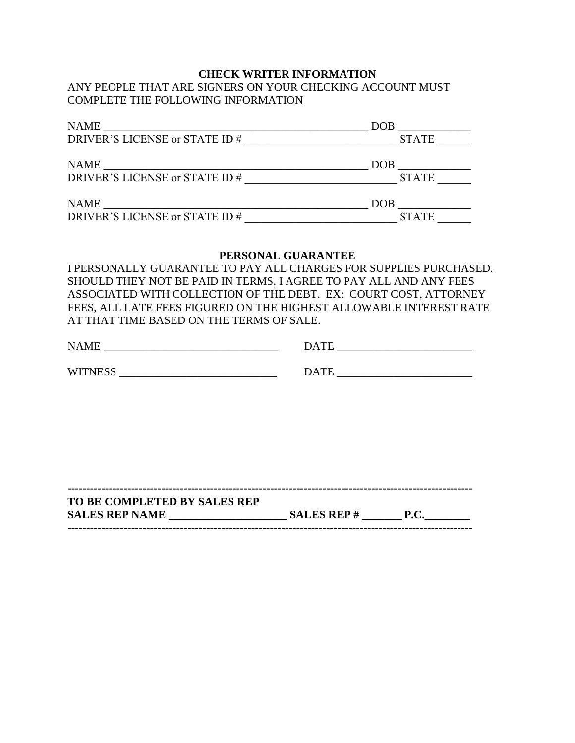**CHECK WRITER INFORMATION**

ANY PEOPLE THAT ARE SIGNERS ON YOUR CHECKING ACCOUNT MUST COMPLETE THE FOLLOWING INFORMATION

NAME ______________________________________________ DOB ____________
DRIVER'S LICENSE or STATE ID # __________________________ STATE ______

NAME ______________________________________________ DOB ____________
DRIVER'S LICENSE or STATE ID # __________________________ STATE ______

NAME ______________________________________________ DOB ____________
DRIVER'S LICENSE or STATE ID # __________________________ STATE ______

**PERSONAL GUARANTEE**

I PERSONALLY GUARANTEE TO PAY ALL CHARGES FOR SUPPLIES PURCHASED. SHOULD THEY NOT BE PAID IN TERMS, I AGREE TO PAY ALL AND ANY FEES ASSOCIATED WITH COLLECTION OF THE DEBT. EX: COURT COST, ATTORNEY FEES, ALL LATE FEES FIGURED ON THE HIGHEST ALLOWABLE INTEREST RATE AT THAT TIME BASED ON THE TERMS OF SALE.

NAME ______________________________ DATE ______________________

WITNESS ___________________________ DATE ______________________

---

**TO BE COMPLETED BY SALES REP**
**SALES REP NAME ____________________ SALES REP # _______ P.C.________**

---